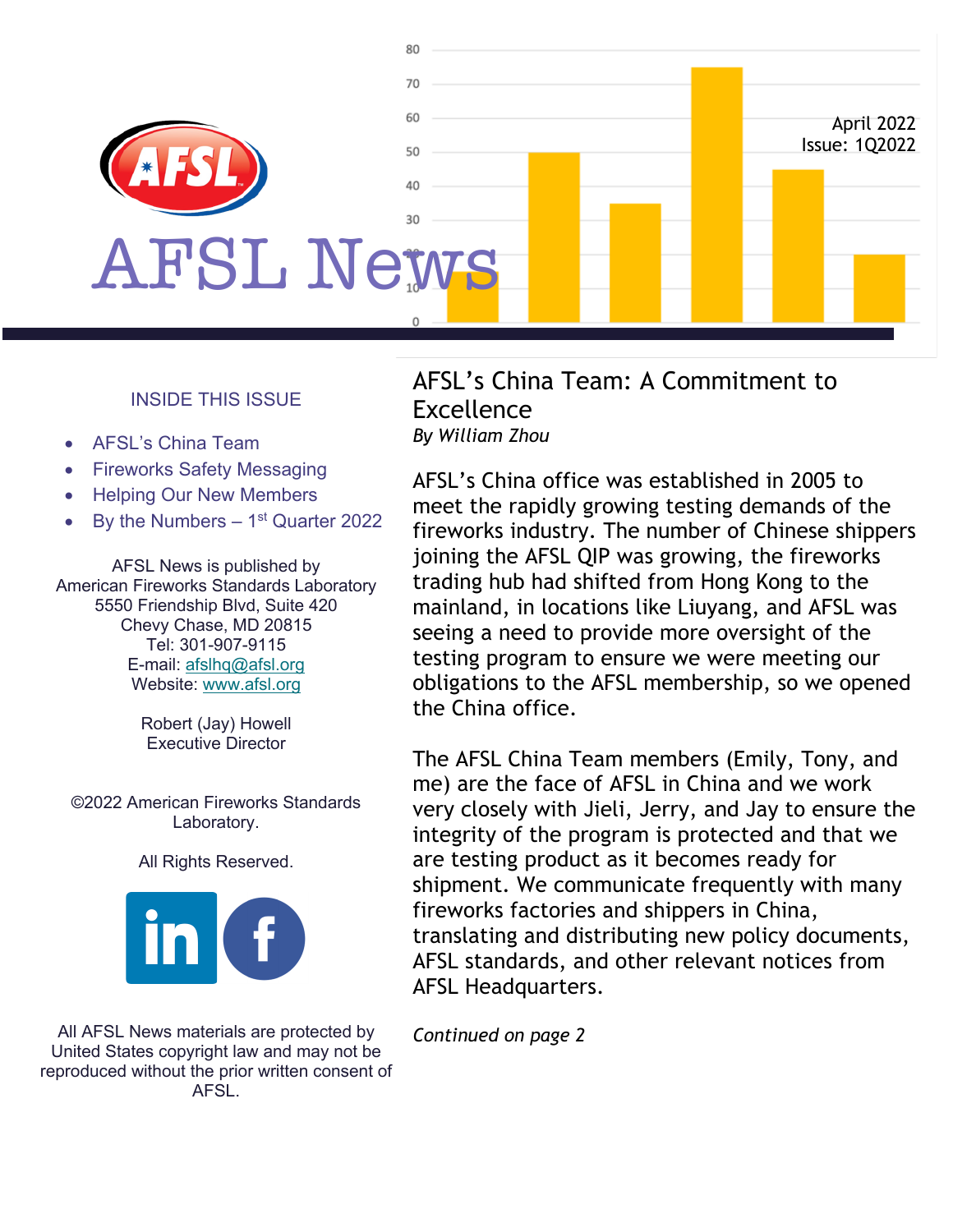# AFSL News

April 2022
Issue: 1Q2022

### INSIDE THIS ISSUE

- AFSL's China Team
- Fireworks Safety Messaging
- Helping Our New Members
- By the Numbers – 1st Quarter 2022

AFSL News is published by
American Fireworks Standards Laboratory
5550 Friendship Blvd, Suite 420
Chevy Chase, MD 20815
Tel: 301-907-9115
E-mail: afslhq@afsl.org
Website: www.afsl.org

Robert (Jay) Howell
Executive Director

©2022 American Fireworks Standards Laboratory.

All Rights Reserved.

All AFSL News materials are protected by United States copyright law and may not be reproduced without the prior written consent of AFSL.

## AFSL's China Team: A Commitment to Excellence

*By William Zhou*

AFSL's China office was established in 2005 to meet the rapidly growing testing demands of the fireworks industry. The number of Chinese shippers joining the AFSL QIP was growing, the fireworks trading hub had shifted from Hong Kong to the mainland, in locations like Liuyang, and AFSL was seeing a need to provide more oversight of the testing program to ensure we were meeting our obligations to the AFSL membership, so we opened the China office.

The AFSL China Team members (Emily, Tony, and me) are the face of AFSL in China and we work very closely with Jieli, Jerry, and Jay to ensure the integrity of the program is protected and that we are testing product as it becomes ready for shipment. We communicate frequently with many fireworks factories and shippers in China, translating and distributing new policy documents, AFSL standards, and other relevant notices from AFSL Headquarters.

*Continued on page 2*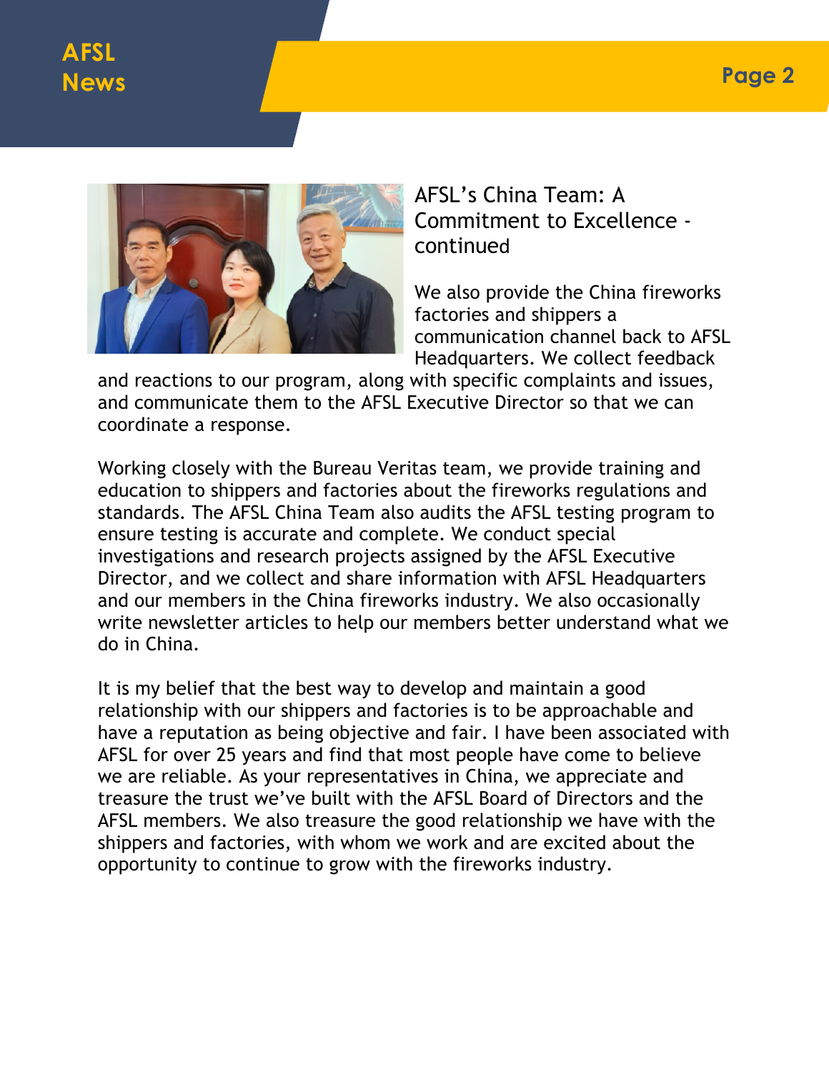## AFSL's China Team: A Commitment to Excellence - continued

We also provide the China fireworks factories and shippers a communication channel back to AFSL Headquarters. We collect feedback and reactions to our program, along with specific complaints and issues, and communicate them to the AFSL Executive Director so that we can coordinate a response.

Working closely with the Bureau Veritas team, we provide training and education to shippers and factories about the fireworks regulations and standards. The AFSL China Team also audits the AFSL testing program to ensure testing is accurate and complete. We conduct special investigations and research projects assigned by the AFSL Executive Director, and we collect and share information with AFSL Headquarters and our members in the China fireworks industry. We also occasionally write newsletter articles to help our members better understand what we do in China.

It is my belief that the best way to develop and maintain a good relationship with our shippers and factories is to be approachable and have a reputation as being objective and fair. I have been associated with AFSL for over 25 years and find that most people have come to believe we are reliable. As your representatives in China, we appreciate and treasure the trust we've built with the AFSL Board of Directors and the AFSL members. We also treasure the good relationship we have with the shippers and factories, with whom we work and are excited about the opportunity to continue to grow with the fireworks industry.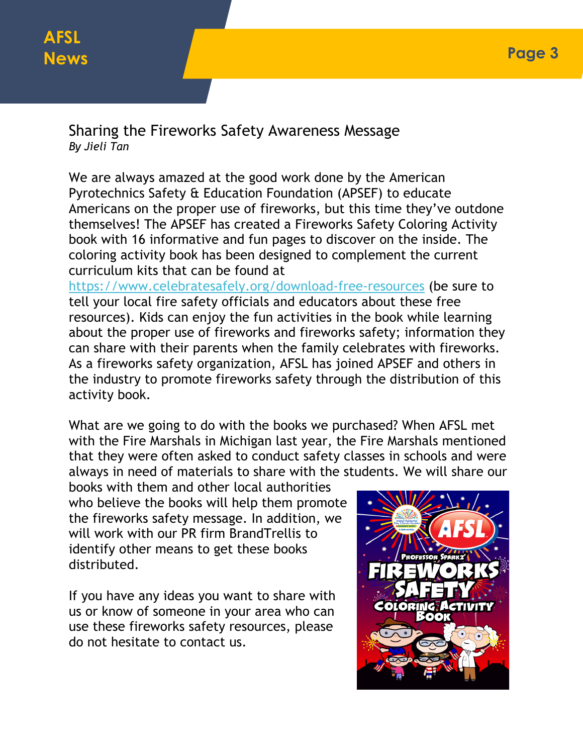## Sharing the Fireworks Safety Awareness Message

*By Jieli Tan*

We are always amazed at the good work done by the American Pyrotechnics Safety & Education Foundation (APSEF) to educate Americans on the proper use of fireworks, but this time they've outdone themselves! The APSEF has created a Fireworks Safety Coloring Activity book with 16 informative and fun pages to discover on the inside. The coloring activity book has been designed to complement the current curriculum kits that can be found at https://www.celebratesafely.org/download-free-resources (be sure to tell your local fire safety officials and educators about these free resources). Kids can enjoy the fun activities in the book while learning about the proper use of fireworks and fireworks safety; information they can share with their parents when the family celebrates with fireworks. As a fireworks safety organization, AFSL has joined APSEF and others in the industry to promote fireworks safety through the distribution of this activity book.

What are we going to do with the books we purchased? When AFSL met with the Fire Marshals in Michigan last year, the Fire Marshals mentioned that they were often asked to conduct safety classes in schools and were always in need of materials to share with the students. We will share our books with them and other local authorities who believe the books will help them promote the fireworks safety message. In addition, we will work with our PR firm BrandTrellis to identify other means to get these books distributed.

If you have any ideas you want to share with us or know of someone in your area who can use these fireworks safety resources, please do not hesitate to contact us.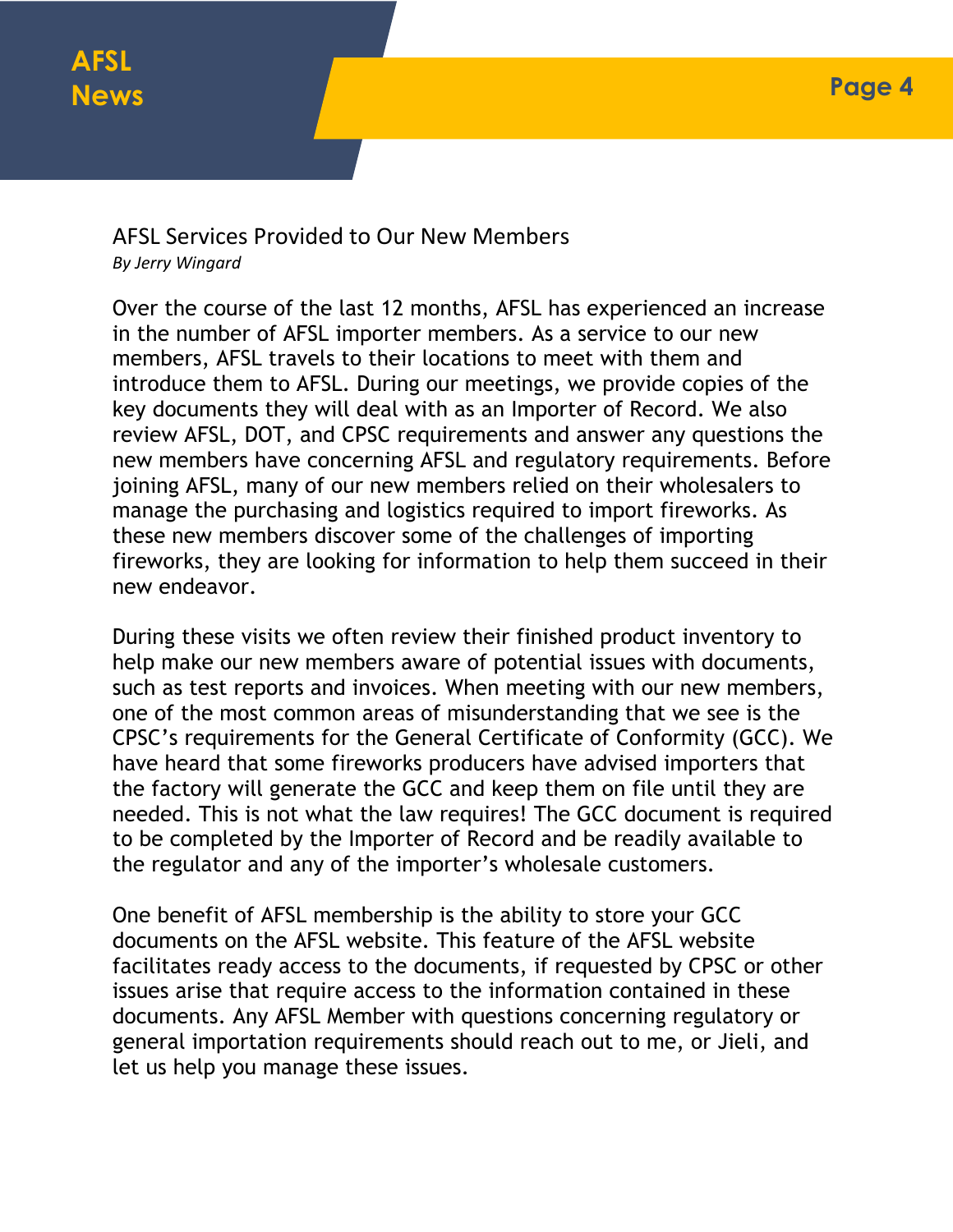## AFSL Services Provided to Our New Members

*By Jerry Wingard*

Over the course of the last 12 months, AFSL has experienced an increase in the number of AFSL importer members. As a service to our new members, AFSL travels to their locations to meet with them and introduce them to AFSL. During our meetings, we provide copies of the key documents they will deal with as an Importer of Record. We also review AFSL, DOT, and CPSC requirements and answer any questions the new members have concerning AFSL and regulatory requirements. Before joining AFSL, many of our new members relied on their wholesalers to manage the purchasing and logistics required to import fireworks. As these new members discover some of the challenges of importing fireworks, they are looking for information to help them succeed in their new endeavor.

During these visits we often review their finished product inventory to help make our new members aware of potential issues with documents, such as test reports and invoices. When meeting with our new members, one of the most common areas of misunderstanding that we see is the CPSC's requirements for the General Certificate of Conformity (GCC). We have heard that some fireworks producers have advised importers that the factory will generate the GCC and keep them on file until they are needed. This is not what the law requires! The GCC document is required to be completed by the Importer of Record and be readily available to the regulator and any of the importer's wholesale customers.

One benefit of AFSL membership is the ability to store your GCC documents on the AFSL website. This feature of the AFSL website facilitates ready access to the documents, if requested by CPSC or other issues arise that require access to the information contained in these documents. Any AFSL Member with questions concerning regulatory or general importation requirements should reach out to me, or Jieli, and let us help you manage these issues.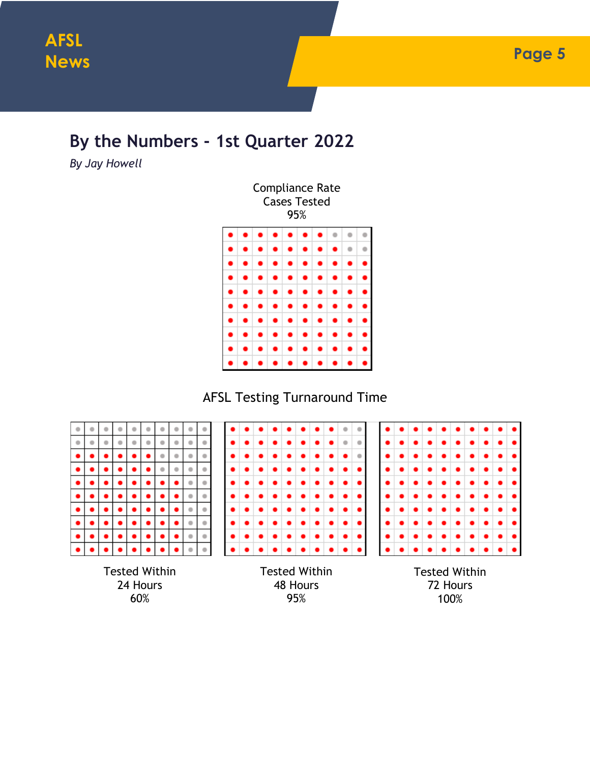## By the Numbers - 1st Quarter 2022

*By Jay Howell*

Compliance Rate
Cases Tested
95%

AFSL Testing Turnaround Time

Tested Within
24 Hours
60%

Tested Within
48 Hours
95%

Tested Within
72 Hours
100%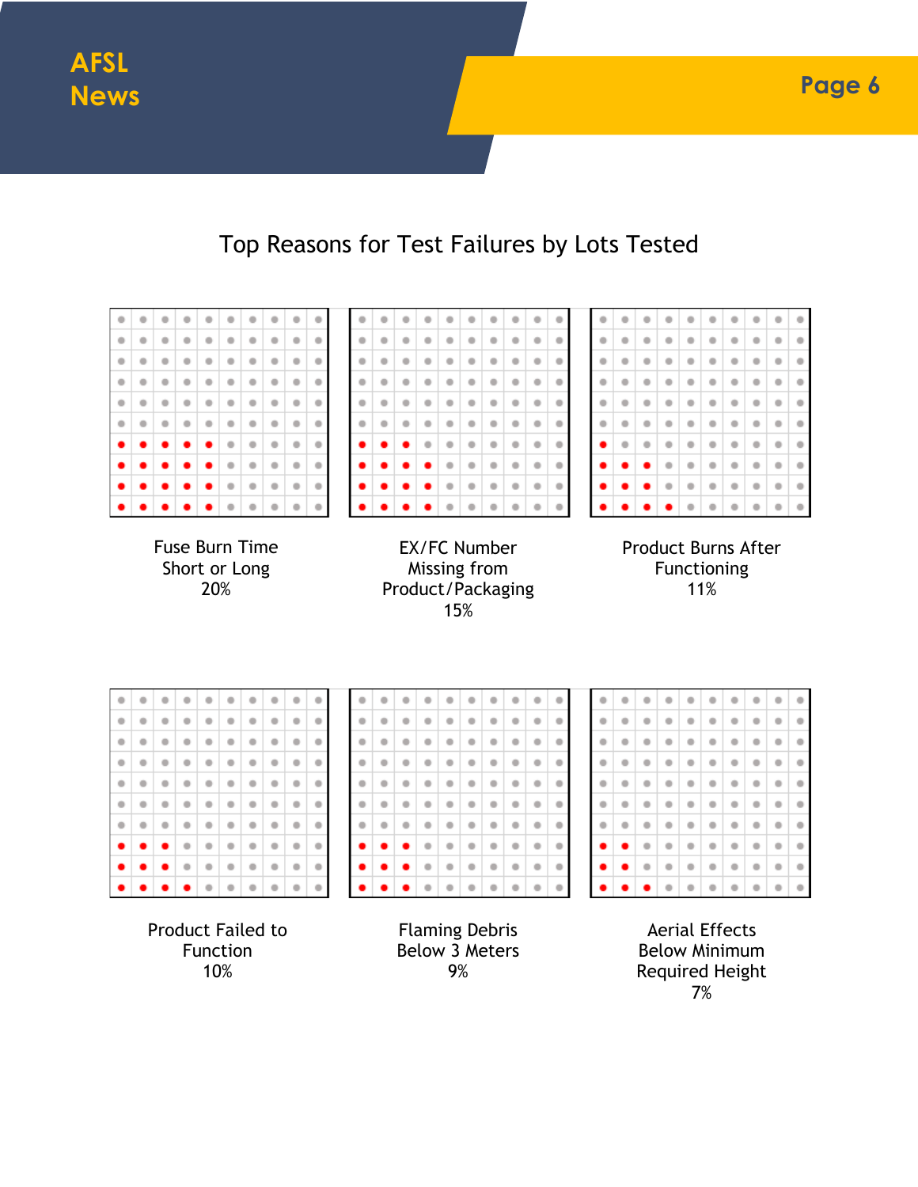# Top Reasons for Test Failures by Lots Tested

Fuse Burn Time Short or Long
20%

EX/FC Number Missing from Product/Packaging
15%

Product Burns After Functioning
11%

Product Failed to Function
10%

Flaming Debris Below 3 Meters
9%

Aerial Effects Below Minimum Required Height
7%